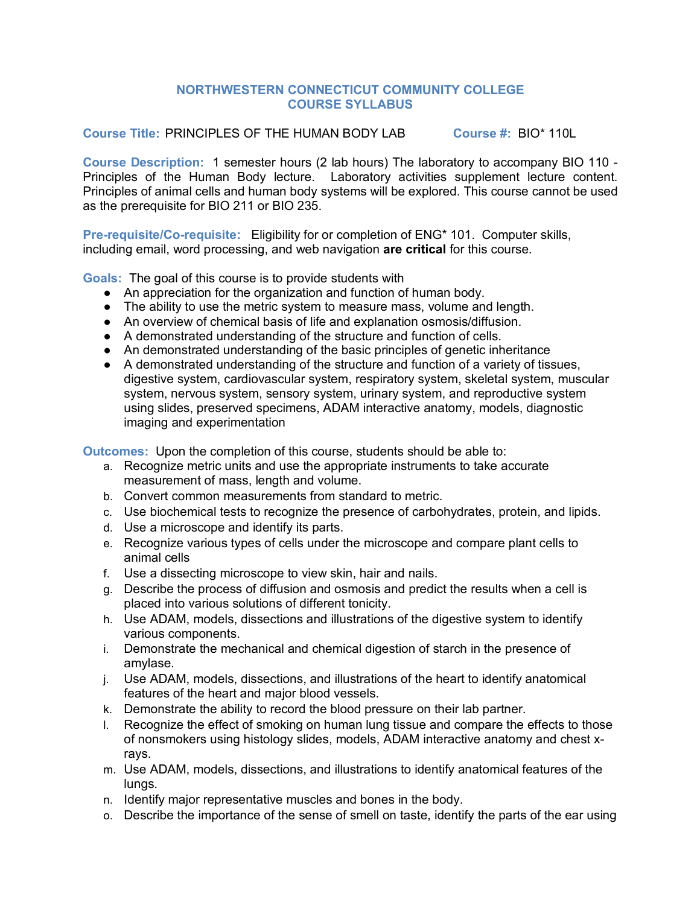# NORTHWESTERN CONNECTICUT COMMUNITY COLLEGE
## COURSE SYLLABUS

**Course Title:** PRINCIPLES OF THE HUMAN BODY LAB **Course #:** BIO* 110L

**Course Description:** 1 semester hours (2 lab hours) The laboratory to accompany BIO 110 - Principles of the Human Body lecture. Laboratory activities supplement lecture content. Principles of animal cells and human body systems will be explored. This course cannot be used as the prerequisite for BIO 211 or BIO 235.

**Pre-requisite/Co-requisite:** Eligibility for or completion of ENG* 101. Computer skills, including email, word processing, and web navigation **are critical** for this course.

**Goals:** The goal of this course is to provide students with

- An appreciation for the organization and function of human body.
- The ability to use the metric system to measure mass, volume and length.
- An overview of chemical basis of life and explanation osmosis/diffusion.
- A demonstrated understanding of the structure and function of cells.
- An demonstrated understanding of the basic principles of genetic inheritance
- A demonstrated understanding of the structure and function of a variety of tissues, digestive system, cardiovascular system, respiratory system, skeletal system, muscular system, nervous system, sensory system, urinary system, and reproductive system using slides, preserved specimens, ADAM interactive anatomy, models, diagnostic imaging and experimentation

**Outcomes:** Upon the completion of this course, students should be able to:

a. Recognize metric units and use the appropriate instruments to take accurate measurement of mass, length and volume.
b. Convert common measurements from standard to metric.
c. Use biochemical tests to recognize the presence of carbohydrates, protein, and lipids.
d. Use a microscope and identify its parts.
e. Recognize various types of cells under the microscope and compare plant cells to animal cells
f. Use a dissecting microscope to view skin, hair and nails.
g. Describe the process of diffusion and osmosis and predict the results when a cell is placed into various solutions of different tonicity.
h. Use ADAM, models, dissections and illustrations of the digestive system to identify various components.
i. Demonstrate the mechanical and chemical digestion of starch in the presence of amylase.
j. Use ADAM, models, dissections, and illustrations of the heart to identify anatomical features of the heart and major blood vessels.
k. Demonstrate the ability to record the blood pressure on their lab partner.
l. Recognize the effect of smoking on human lung tissue and compare the effects to those of nonsmokers using histology slides, models, ADAM interactive anatomy and chest x-rays.
m. Use ADAM, models, dissections, and illustrations to identify anatomical features of the lungs.
n. Identify major representative muscles and bones in the body.
o. Describe the importance of the sense of smell on taste, identify the parts of the ear using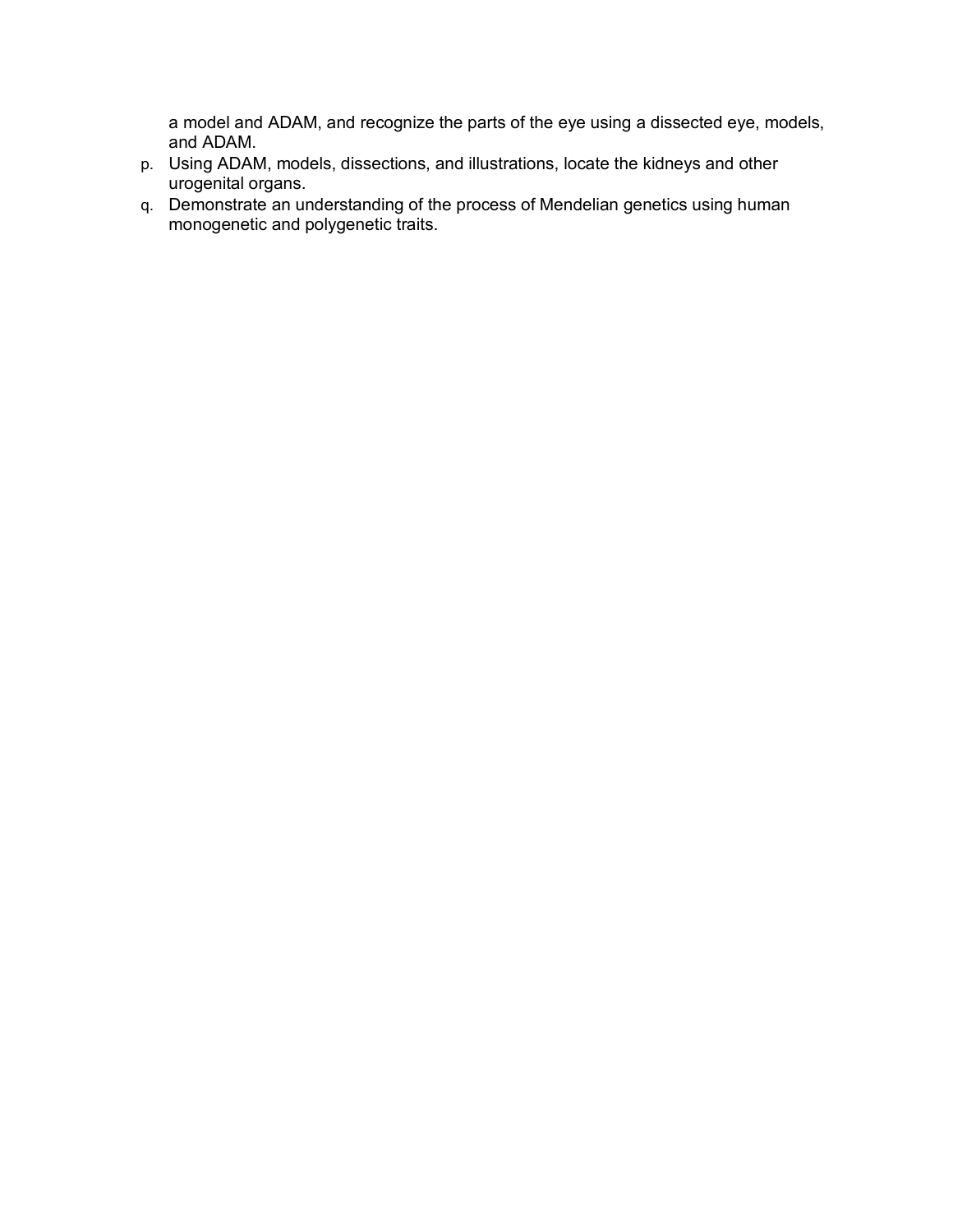a model and ADAM, and recognize the parts of the eye using a dissected eye, models, and ADAM.

p. Using ADAM, models, dissections, and illustrations, locate the kidneys and other urogenital organs.

q. Demonstrate an understanding of the process of Mendelian genetics using human monogenetic and polygenetic traits.